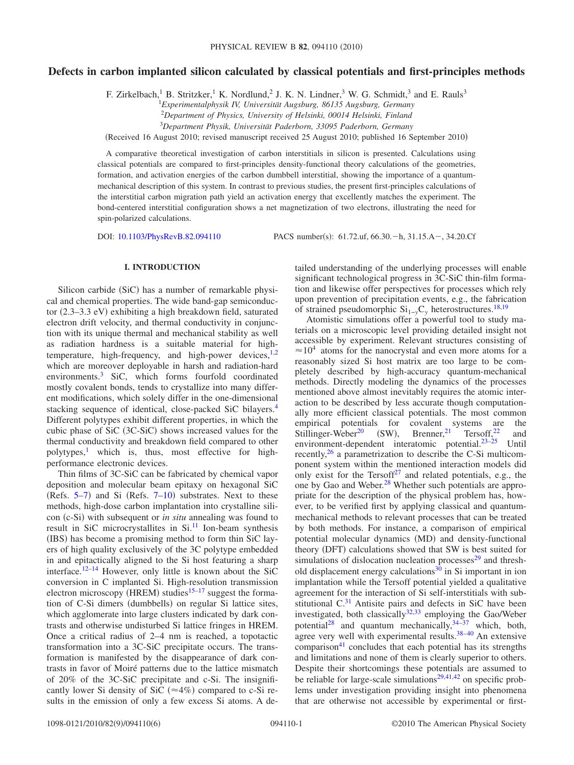# Defects in carbon implanted silicon calculated by classical potentials and first-principles methods

F. Zirkelbach,[1] B. Stritzker,[1] K. Nordlund,[2] J. K. N. Lindner,[3] W. G. Schmidt,[3] and E. Rauls[3]

[1]*Experimentalphysik IV, Universität Augsburg, 86135 Augsburg, Germany*
[2]*Department of Physics, University of Helsinki, 00014 Helsinki, Finland*
[3]*Department Physik, Universität Paderborn, 33095 Paderborn, Germany*

(Received 16 August 2010; revised manuscript received 25 August 2010; published 16 September 2010)

A comparative theoretical investigation of carbon interstitials in silicon is presented. Calculations using classical potentials are compared to first-principles density-functional theory calculations of the geometries, formation, and activation energies of the carbon dumbbell interstitial, showing the importance of a quantum-mechanical description of this system. In contrast to previous studies, the present first-principles calculations of the interstitial carbon migration path yield an activation energy that excellently matches the experiment. The bond-centered interstitial configuration shows a net magnetization of two electrons, illustrating the need for spin-polarized calculations.

DOI: 10.1103/PhysRevB.82.094110 PACS number(s): 61.72.uf, 66.30.−h, 31.15.A−, 34.20.Cf

## I. INTRODUCTION

Silicon carbide (SiC) has a number of remarkable physical and chemical properties. The wide band-gap semiconductor (2.3–3.3 eV) exhibiting a high breakdown field, saturated electron drift velocity, and thermal conductivity in conjunction with its unique thermal and mechanical stability as well as radiation hardness is a suitable material for high-temperature, high-frequency, and high-power devices,[1,2] which are moreover deployable in harsh and radiation-hard environments.[3] SiC, which forms fourfold coordinated mostly covalent bonds, tends to crystallize into many different modifications, which solely differ in the one-dimensional stacking sequence of identical, close-packed SiC bilayers.[4] Different polytypes exhibit different properties, in which the cubic phase of SiC (3C-SiC) shows increased values for the thermal conductivity and breakdown field compared to other polytypes,[1] which is, thus, most effective for high-performance electronic devices.

Thin films of 3C-SiC can be fabricated by chemical vapor deposition and molecular beam epitaxy on hexagonal SiC (Refs. 5–7) and Si (Refs. 7–10) substrates. Next to these methods, high-dose carbon implantation into crystalline silicon (c-Si) with subsequent or *in situ* annealing was found to result in SiC microcrystallites in Si.[11] Ion-beam synthesis (IBS) has become a promising method to form thin SiC layers of high quality exclusively of the 3C polytype embedded in and epitaxially aligned to the Si host featuring a sharp interface.[12–14] However, only little is known about the SiC conversion in C implanted Si. High-resolution transmission electron microscopy (HREM) studies[15–17] suggest the formation of C-Si dimers (dumbbells) on regular Si lattice sites, which agglomerate into large clusters indicated by dark contrasts and otherwise undisturbed Si lattice fringes in HREM. Once a critical radius of 2–4 nm is reached, a topotactic transformation into a 3C-SiC precipitate occurs. The transformation is manifested by the disappearance of dark contrasts in favor of Moiré patterns due to the lattice mismatch of 20% of the 3C-SiC precipitate and c-Si. The insignificantly lower Si density of SiC (≈4%) compared to c-Si results in the emission of only a few excess Si atoms. A detailed understanding of the underlying processes will enable significant technological progress in 3C-SiC thin-film formation and likewise offer perspectives for processes which rely upon prevention of precipitation events, e.g., the fabrication of strained pseudomorphic $Si_{1-y}C_y$ heterostructures.[18,19]

Atomistic simulations offer a powerful tool to study materials on a microscopic level providing detailed insight not accessible by experiment. Relevant structures consisting of $\approx 10^4$ atoms for the nanocrystal and even more atoms for a reasonably sized Si host matrix are too large to be completely described by high-accuracy quantum-mechanical methods. Directly modeling the dynamics of the processes mentioned above almost inevitably requires the atomic interaction to be described by less accurate though computationally more efficient classical potentials. The most common empirical potentials for covalent systems are the Stillinger-Weber[20] (SW), Brenner,[21] Tersoff,[22] and environment-dependent interatomic potential.[23–25] Until recently,[26] a parametrization to describe the C-Si multicomponent system within the mentioned interaction models did only exist for the Tersoff[27] and related potentials, e.g., the one by Gao and Weber.[28] Whether such potentials are appropriate for the description of the physical problem has, however, to be verified first by applying classical and quantum-mechanical methods to relevant processes that can be treated by both methods. For instance, a comparison of empirical potential molecular dynamics (MD) and density-functional theory (DFT) calculations showed that SW is best suited for simulations of dislocation nucleation processes[29] and threshold displacement energy calculations[30] in Si important in ion implantation while the Tersoff potential yielded a qualitative agreement for the interaction of Si self-interstitials with substitutional C.[31] Antisite pairs and defects in SiC have been investigated, both classically[32,33] employing the Gao/Weber potential[28] and quantum mechanically,[34–37] which, both, agree very well with experimental results.[38–40] An extensive comparison[41] concludes that each potential has its strengths and limitations and none of them is clearly superior to others. Despite their shortcomings these potentials are assumed to be reliable for large-scale simulations[29,41,42] on specific problems under investigation providing insight into phenomena that are otherwise not accessible by experimental or first-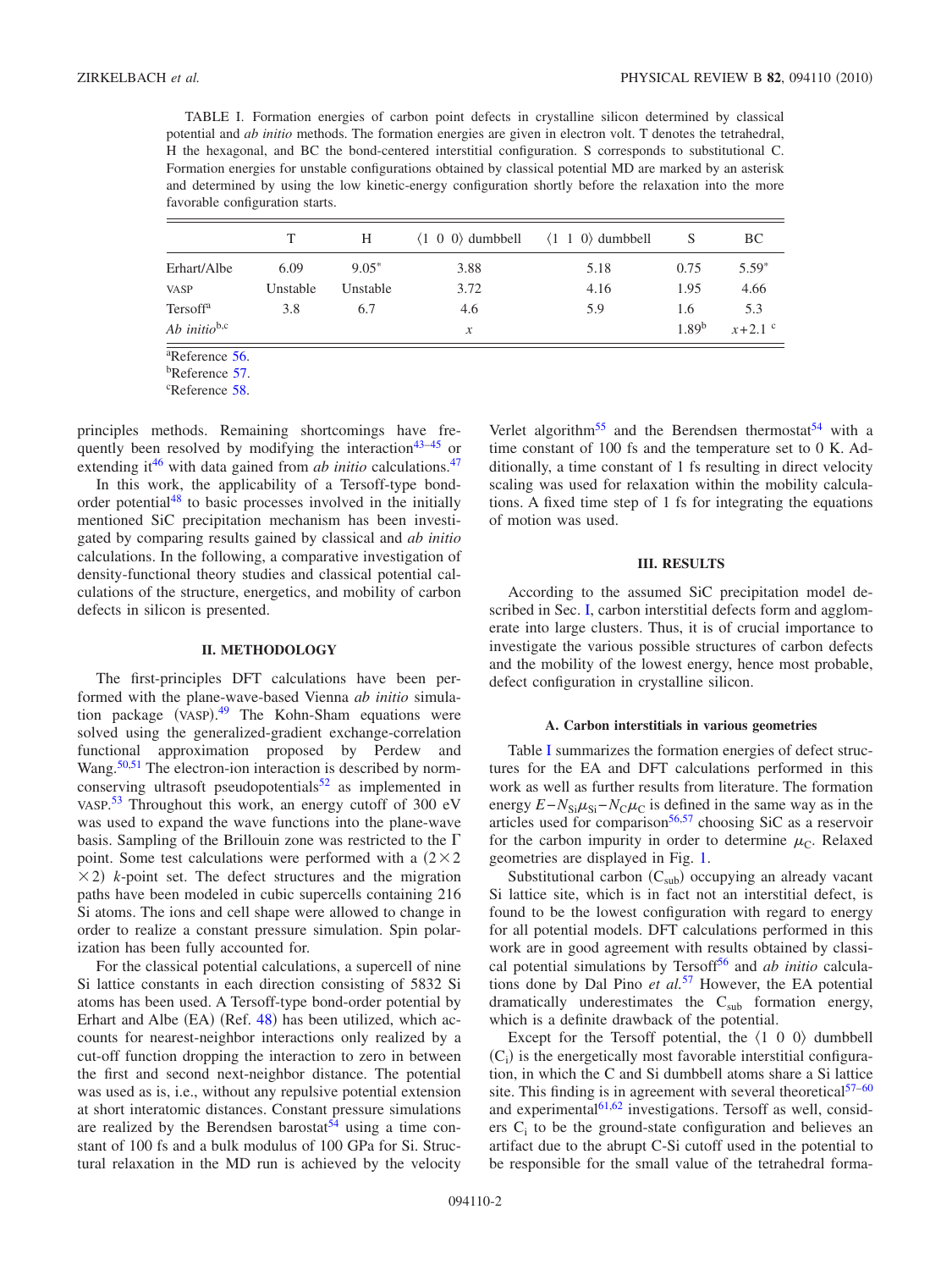TABLE I. Formation energies of carbon point defects in crystalline silicon determined by classical potential and *ab initio* methods. The formation energies are given in electron volt. T denotes the tetrahedral, H the hexagonal, and BC the bond-centered interstitial configuration. S corresponds to substitutional C. Formation energies for unstable configurations obtained by classical potential MD are marked by an asterisk and determined by using the low kinetic-energy configuration shortly before the relaxation into the more favorable configuration starts.

| | T | H | ⟨1 0 0⟩ dumbbell | ⟨1 1 0⟩ dumbbell | S | BC |
|---|---|---|---|---|---|---|
| Erhart/Albe | 6.09 | 9.05* | 3.88 | 5.18 | 0.75 | 5.59* |
| VASP | Unstable | Unstable | 3.72 | 4.16 | 1.95 | 4.66 |
| Tersoff[a] | 3.8 | 6.7 | 4.6 | 5.9 | 1.6 | 5.3 |
| *Ab initio*[b,c] | | | $x$ | | 1.89[b] | $x+2.1$ [c] |

[a]Reference 56.
[b]Reference 57.
[c]Reference 58.

principles methods. Remaining shortcomings have frequently been resolved by modifying the interaction[43–45] or extending it[46] with data gained from *ab initio* calculations.[47]

In this work, the applicability of a Tersoff-type bond-order potential[48] to basic processes involved in the initially mentioned SiC precipitation mechanism has been investigated by comparing results gained by classical and *ab initio* calculations. In the following, a comparative investigation of density-functional theory studies and classical potential calculations of the structure, energetics, and mobility of carbon defects in silicon is presented.

## II. METHODOLOGY

The first-principles DFT calculations have been performed with the plane-wave-based Vienna *ab initio* simulation package (VASP).[49] The Kohn-Sham equations were solved using the generalized-gradient exchange-correlation functional approximation proposed by Perdew and Wang.[50,51] The electron-ion interaction is described by norm-conserving ultrasoft pseudopotentials[52] as implemented in VASP.[53] Throughout this work, an energy cutoff of 300 eV was used to expand the wave functions into the plane-wave basis. Sampling of the Brillouin zone was restricted to the Γ point. Some test calculations were performed with a $(2\times2\times2)$ $k$-point set. The defect structures and the migration paths have been modeled in cubic supercells containing 216 Si atoms. The ions and cell shape were allowed to change in order to realize a constant pressure simulation. Spin polarization has been fully accounted for.

For the classical potential calculations, a supercell of nine Si lattice constants in each direction consisting of 5832 Si atoms has been used. A Tersoff-type bond-order potential by Erhart and Albe (EA) (Ref. 48) has been utilized, which accounts for nearest-neighbor interactions only realized by a cut-off function dropping the interaction to zero in between the first and second next-neighbor distance. The potential was used as is, i.e., without any repulsive potential extension at short interatomic distances. Constant pressure simulations are realized by the Berendsen barostat[54] using a time constant of 100 fs and a bulk modulus of 100 GPa for Si. Structural relaxation in the MD run is achieved by the velocity Verlet algorithm[55] and the Berendsen thermostat[54] with a time constant of 100 fs and the temperature set to 0 K. Additionally, a time constant of 1 fs resulting in direct velocity scaling was used for relaxation within the mobility calculations. A fixed time step of 1 fs for integrating the equations of motion was used.

## III. RESULTS

According to the assumed SiC precipitation model described in Sec. I, carbon interstitial defects form and agglomerate into large clusters. Thus, it is of crucial importance to investigate the various possible structures of carbon defects and the mobility of the lowest energy, hence most probable, defect configuration in crystalline silicon.

### A. Carbon interstitials in various geometries

Table I summarizes the formation energies of defect structures for the EA and DFT calculations performed in this work as well as further results from literature. The formation energy $E-N_{\text{Si}}\mu_{\text{Si}}-N_{\text{C}}\mu_{\text{C}}$ is defined in the same way as in the articles used for comparison[56,57] choosing SiC as a reservoir for the carbon impurity in order to determine $\mu_{\text{C}}$. Relaxed geometries are displayed in Fig. 1.

Substitutional carbon ($\text{C}_{\text{sub}}$) occupying an already vacant Si lattice site, which is in fact not an interstitial defect, is found to be the lowest configuration with regard to energy for all potential models. DFT calculations performed in this work are in good agreement with results obtained by classical potential simulations by Tersoff[56] and *ab initio* calculations done by Dal Pino *et al.*[57] However, the EA potential dramatically underestimates the $\text{C}_{\text{sub}}$ formation energy, which is a definite drawback of the potential.

Except for the Tersoff potential, the ⟨1 0 0⟩ dumbbell ($\text{C}_{\text{i}}$) is the energetically most favorable interstitial configuration, in which the C and Si dumbbell atoms share a Si lattice site. This finding is in agreement with several theoretical[57–60] and experimental[61,62] investigations. Tersoff as well, considers $\text{C}_{\text{i}}$ to be the ground-state configuration and believes an artifact due to the abrupt C-Si cutoff used in the potential to be responsible for the small value of the tetrahedral forma-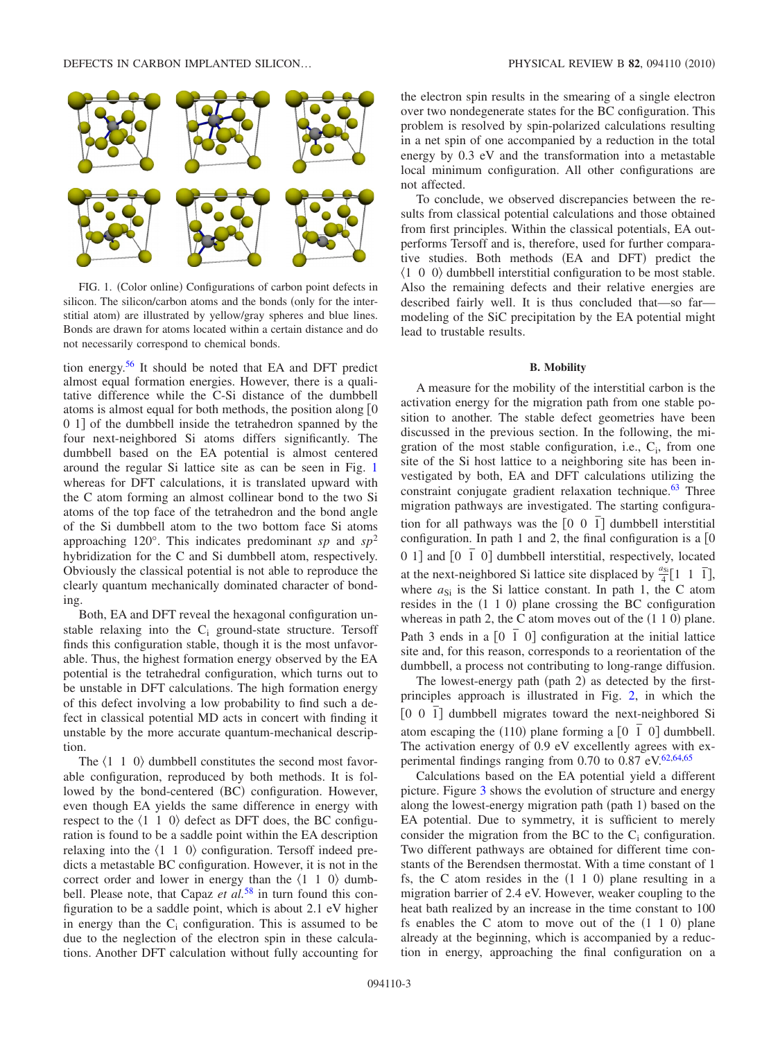FIG. 1. (Color online) Configurations of carbon point defects in silicon. The silicon/carbon atoms and the bonds (only for the interstitial atom) are illustrated by yellow/gray spheres and blue lines. Bonds are drawn for atoms located within a certain distance and do not necessarily correspond to chemical bonds.

tion energy.[56] It should be noted that EA and DFT predict almost equal formation energies. However, there is a qualitative difference while the C-Si distance of the dumbbell atoms is almost equal for both methods, the position along [0 0 1] of the dumbbell inside the tetrahedron spanned by the four next-neighbored Si atoms differs significantly. The dumbbell based on the EA potential is almost centered around the regular Si lattice site as can be seen in Fig. 1 whereas for DFT calculations, it is translated upward with the C atom forming an almost collinear bond to the two Si atoms of the top face of the tetrahedron and the bond angle of the Si dumbbell atom to the two bottom face Si atoms approaching 120°. This indicates predominant *sp* and $sp^2$ hybridization for the C and Si dumbbell atom, respectively. Obviously the classical potential is not able to reproduce the clearly quantum mechanically dominated character of bonding.

Both, EA and DFT reveal the hexagonal configuration unstable relaxing into the $C_i$ ground-state structure. Tersoff finds this configuration stable, though it is the most unfavorable. Thus, the highest formation energy observed by the EA potential is the tetrahedral configuration, which turns out to be unstable in DFT calculations. The high formation energy of this defect involving a low probability to find such a defect in classical potential MD acts in concert with finding it unstable by the more accurate quantum-mechanical description.

The ⟨1 1 0⟩ dumbbell constitutes the second most favorable configuration, reproduced by both methods. It is followed by the bond-centered (BC) configuration. However, even though EA yields the same difference in energy with respect to the ⟨1 1 0⟩ defect as DFT does, the BC configuration is found to be a saddle point within the EA description relaxing into the ⟨1 1 0⟩ configuration. Tersoff indeed predicts a metastable BC configuration. However, it is not in the correct order and lower in energy than the ⟨1 1 0⟩ dumbbell. Please note, that Capaz *et al.*[58] in turn found this configuration to be a saddle point, which is about 2.1 eV higher in energy than the $C_i$ configuration. This is assumed to be due to the neglection of the electron spin in these calculations. Another DFT calculation without fully accounting for the electron spin results in the smearing of a single electron over two nondegenerate states for the BC configuration. This problem is resolved by spin-polarized calculations resulting in a net spin of one accompanied by a reduction in the total energy by 0.3 eV and the transformation into a metastable local minimum configuration. All other configurations are not affected.

To conclude, we observed discrepancies between the results from classical potential calculations and those obtained from first principles. Within the classical potentials, EA outperforms Tersoff and is, therefore, used for further comparative studies. Both methods (EA and DFT) predict the ⟨1 0 0⟩ dumbbell interstitial configuration to be most stable. Also the remaining defects and their relative energies are described fairly well. It is thus concluded that—so far—modeling of the SiC precipitation by the EA potential might lead to trustable results.

### B. Mobility

A measure for the mobility of the interstitial carbon is the activation energy for the migration path from one stable position to another. The stable defect geometries have been discussed in the previous section. In the following, the migration of the most stable configuration, i.e., $C_i$, from one site of the Si host lattice to a neighboring site has been investigated by both, EA and DFT calculations utilizing the constraint conjugate gradient relaxation technique.[63] Three migration pathways are investigated. The starting configuration for all pathways was the [0 0 $\bar{1}$] dumbbell interstitial configuration. In path 1 and 2, the final configuration is a [0 0 1] and [0 $\bar{1}$ 0] dumbbell interstitial, respectively, located at the next-neighbored Si lattice site displaced by $\frac{a_{\text{Si}}}{4}[1\ 1\ \bar{1}]$, where $a_{\text{Si}}$ is the Si lattice constant. In path 1, the C atom resides in the (1 1 0) plane crossing the BC configuration whereas in path 2, the C atom moves out of the (1 1 0) plane. Path 3 ends in a [0 $\bar{1}$ 0] configuration at the initial lattice site and, for this reason, corresponds to a reorientation of the dumbbell, a process not contributing to long-range diffusion.

The lowest-energy path (path 2) as detected by the first-principles approach is illustrated in Fig. 2, in which the [0 0 $\bar{1}$] dumbbell migrates toward the next-neighbored Si atom escaping the (110) plane forming a [0 $\bar{1}$ 0] dumbbell. The activation energy of 0.9 eV excellently agrees with experimental findings ranging from 0.70 to 0.87 eV.[62,64,65]

Calculations based on the EA potential yield a different picture. Figure 3 shows the evolution of structure and energy along the lowest-energy migration path (path 1) based on the EA potential. Due to symmetry, it is sufficient to merely consider the migration from the BC to the $C_i$ configuration. Two different pathways are obtained for different time constants of the Berendsen thermostat. With a time constant of 1 fs, the C atom resides in the (1 1 0) plane resulting in a migration barrier of 2.4 eV. However, weaker coupling to the heat bath realized by an increase in the time constant to 100 fs enables the C atom to move out of the (1 1 0) plane already at the beginning, which is accompanied by a reduction in energy, approaching the final configuration on a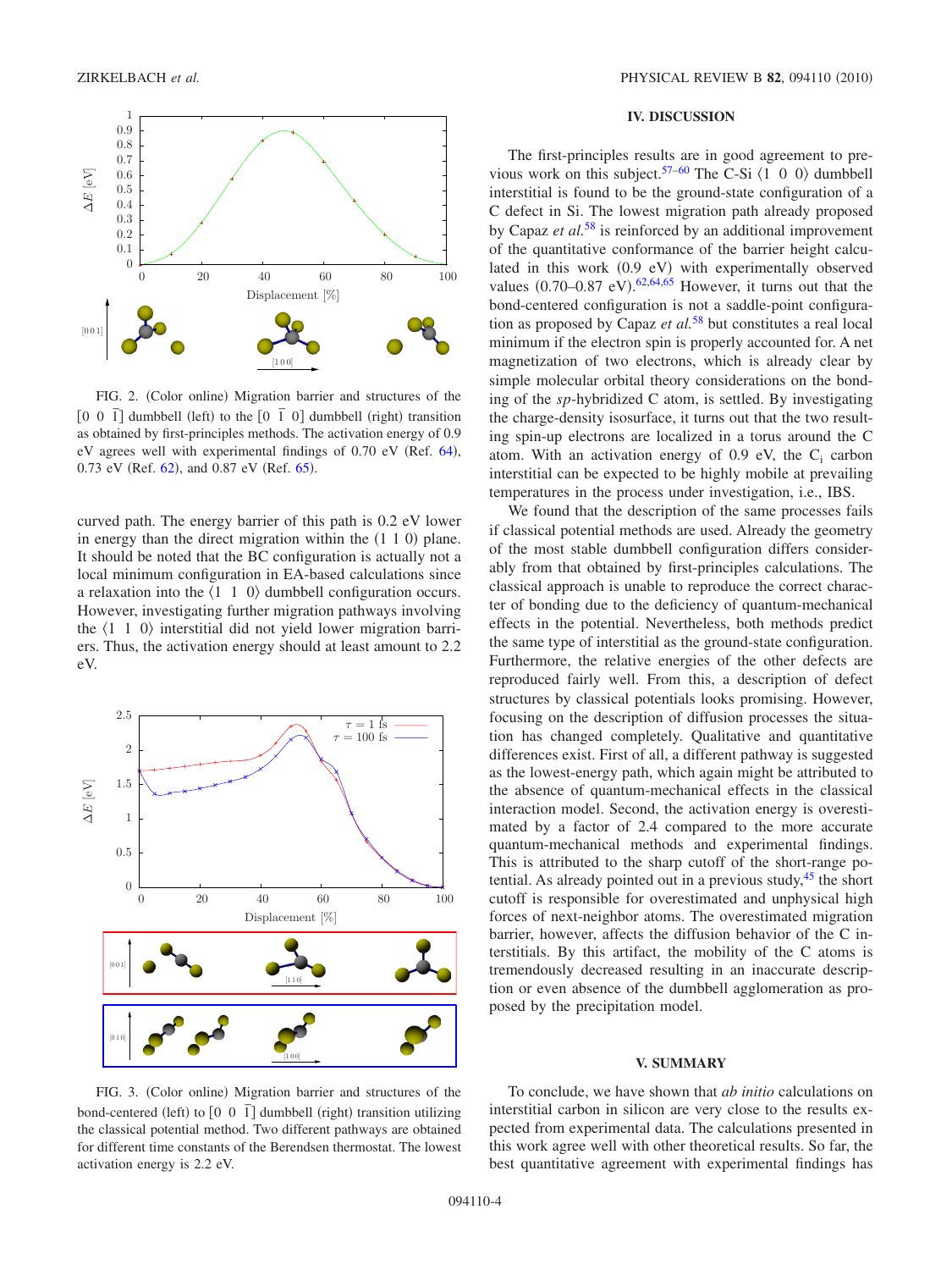ΔE [eV]

1
0.9
0.8
0.7
0.6
0.5
0.4
0.3
0.2
0.1
0

0 20 40 60 80 100

Displacement [%]

[0 0 1]

[1 0 0]

FIG. 2. (Color online) Migration barrier and structures of the $[0\ 0\ \bar{1}]$ dumbbell (left) to the $[0\ \bar{1}\ 0]$ dumbbell (right) transition as obtained by first-principles methods. The activation energy of 0.9 eV agrees well with experimental findings of 0.70 eV (Ref. 64), 0.73 eV (Ref. 62), and 0.87 eV (Ref. 65).

curved path. The energy barrier of this path is 0.2 eV lower in energy than the direct migration within the $(1\ 1\ 0)$ plane. It should be noted that the BC configuration is actually not a local minimum configuration in EA-based calculations since a relaxation into the $\langle 1\ 1\ 0\rangle$ dumbbell configuration occurs. However, investigating further migration pathways involving the $\langle 1\ 1\ 0\rangle$ interstitial did not yield lower migration barriers. Thus, the activation energy should at least amount to 2.2 eV.

ΔE [eV]

2.5
2
1.5
1
0.5
0

0 20 40 60 80 100

Displacement [%]

$\tau$ = 1 fs
$\tau$ = 100 fs

[0 0 1]
[1 1 0]

[0 1 0]
[1 0 0]

FIG. 3. (Color online) Migration barrier and structures of the bond-centered (left) to $[0\ 0\ \bar{1}]$ dumbbell (right) transition utilizing the classical potential method. Two different pathways are obtained for different time constants of the Berendsen thermostat. The lowest activation energy is 2.2 eV.

## IV. DISCUSSION

The first-principles results are in good agreement to previous work on this subject.[57–60] The C-Si $\langle 1\ 0\ 0\rangle$ dumbbell interstitial is found to be the ground-state configuration of a C defect in Si. The lowest migration path already proposed by Capaz *et al.*[58] is reinforced by an additional improvement of the quantitative conformance of the barrier height calculated in this work (0.9 eV) with experimentally observed values (0.70–0.87 eV).[62,64,65] However, it turns out that the bond-centered configuration is not a saddle-point configuration as proposed by Capaz *et al.*[58] but constitutes a real local minimum if the electron spin is properly accounted for. A net magnetization of two electrons, which is already clear by simple molecular orbital theory considerations on the bonding of the *sp*-hybridized C atom, is settled. By investigating the charge-density isosurface, it turns out that the two resulting spin-up electrons are localized in a torus around the C atom. With an activation energy of 0.9 eV, the $C_i$ carbon interstitial can be expected to be highly mobile at prevailing temperatures in the process under investigation, i.e., IBS.

We found that the description of the same processes fails if classical potential methods are used. Already the geometry of the most stable dumbbell configuration differs considerably from that obtained by first-principles calculations. The classical approach is unable to reproduce the correct character of bonding due to the deficiency of quantum-mechanical effects in the potential. Nevertheless, both methods predict the same type of interstitial as the ground-state configuration. Furthermore, the relative energies of the other defects are reproduced fairly well. From this, a description of defect structures by classical potentials looks promising. However, focusing on the description of diffusion processes the situation has changed completely. Qualitative and quantitative differences exist. First of all, a different pathway is suggested as the lowest-energy path, which again might be attributed to the absence of quantum-mechanical effects in the classical interaction model. Second, the activation energy is overestimated by a factor of 2.4 compared to the more accurate quantum-mechanical methods and experimental findings. This is attributed to the sharp cutoff of the short-range potential. As already pointed out in a previous study,[45] the short cutoff is responsible for overestimated and unphysical high forces of next-neighbor atoms. The overestimated migration barrier, however, affects the diffusion behavior of the C interstitials. By this artifact, the mobility of the C atoms is tremendously decreased resulting in an inaccurate description or even absence of the dumbbell agglomeration as proposed by the precipitation model.

## V. SUMMARY

To conclude, we have shown that *ab initio* calculations on interstitial carbon in silicon are very close to the results expected from experimental data. The calculations presented in this work agree well with other theoretical results. So far, the best quantitative agreement with experimental findings has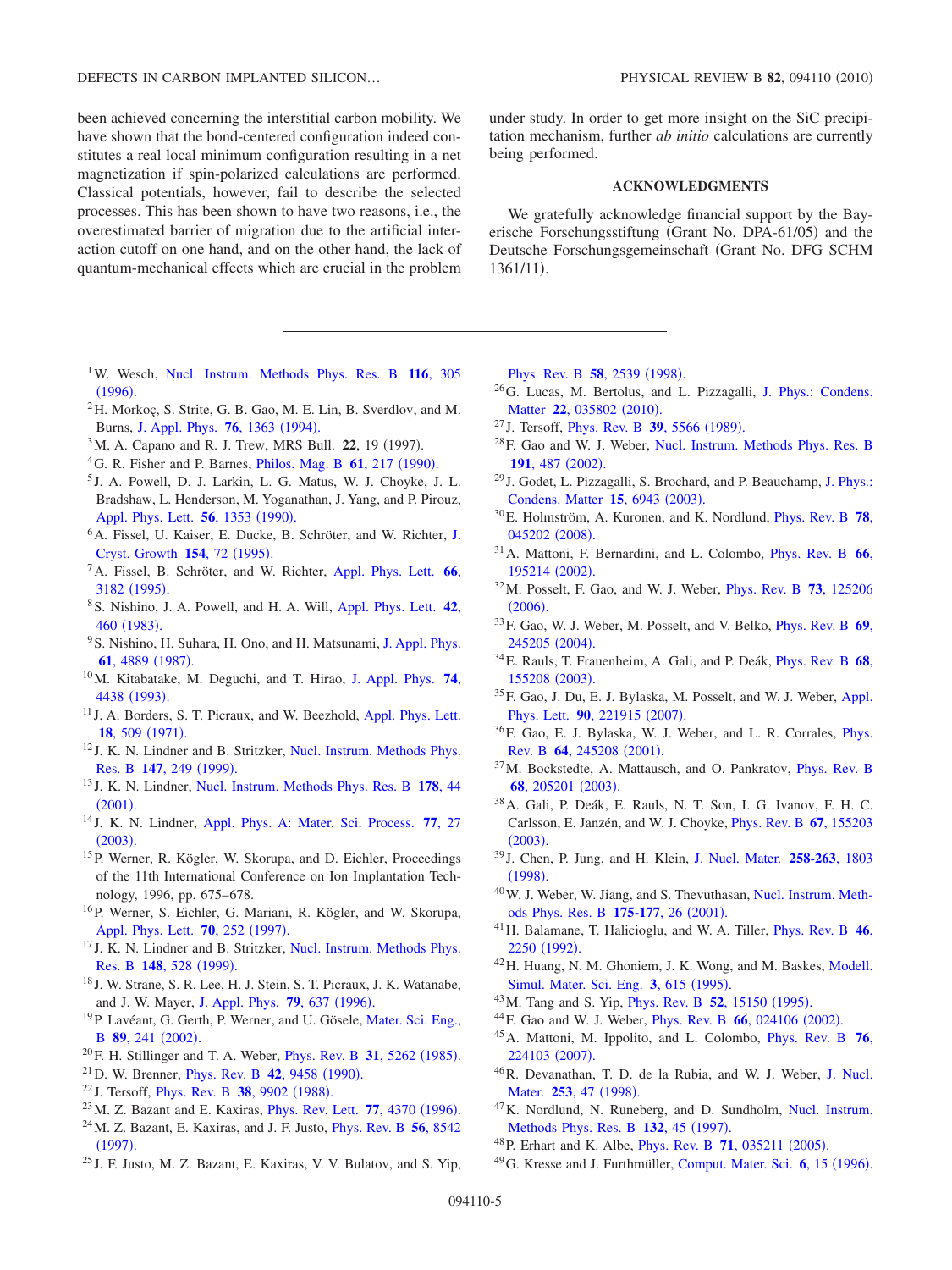been achieved concerning the interstitial carbon mobility. We have shown that the bond-centered configuration indeed constitutes a real local minimum configuration resulting in a net magnetization if spin-polarized calculations are performed. Classical potentials, however, fail to describe the selected processes. This has been shown to have two reasons, i.e., the overestimated barrier of migration due to the artificial interaction cutoff on one hand, and on the other hand, the lack of quantum-mechanical effects which are crucial in the problem under study. In order to get more insight on the SiC precipitation mechanism, further *ab initio* calculations are currently being performed.

## ACKNOWLEDGMENTS

We gratefully acknowledge financial support by the Bayerische Forschungsstiftung (Grant No. DPA-61/05) and the Deutsche Forschungsgemeinschaft (Grant No. DFG SCHM 1361/11).

---

[1] W. Wesch, Nucl. Instrum. Methods Phys. Res. B **116**, 305 (1996).

[2] H. Morkoç, S. Strite, G. B. Gao, M. E. Lin, B. Sverdlov, and M. Burns, J. Appl. Phys. **76**, 1363 (1994).

[3] M. A. Capano and R. J. Trew, MRS Bull. **22**, 19 (1997).

[4] G. R. Fisher and P. Barnes, Philos. Mag. B **61**, 217 (1990).

[5] J. A. Powell, D. J. Larkin, L. G. Matus, W. J. Choyke, J. L. Bradshaw, L. Henderson, M. Yoganathan, J. Yang, and P. Pirouz, Appl. Phys. Lett. **56**, 1353 (1990).

[6] A. Fissel, U. Kaiser, E. Ducke, B. Schröter, and W. Richter, J. Cryst. Growth **154**, 72 (1995).

[7] A. Fissel, B. Schröter, and W. Richter, Appl. Phys. Lett. **66**, 3182 (1995).

[8] S. Nishino, J. A. Powell, and H. A. Will, Appl. Phys. Lett. **42**, 460 (1983).

[9] S. Nishino, H. Suhara, H. Ono, and H. Matsunami, J. Appl. Phys. **61**, 4889 (1987).

[10] M. Kitabatake, M. Deguchi, and T. Hirao, J. Appl. Phys. **74**, 4438 (1993).

[11] J. A. Borders, S. T. Picraux, and W. Beezhold, Appl. Phys. Lett. **18**, 509 (1971).

[12] J. K. N. Lindner and B. Stritzker, Nucl. Instrum. Methods Phys. Res. B **147**, 249 (1999).

[13] J. K. N. Lindner, Nucl. Instrum. Methods Phys. Res. B **178**, 44 (2001).

[14] J. K. N. Lindner, Appl. Phys. A: Mater. Sci. Process. **77**, 27 (2003).

[15] P. Werner, R. Kögler, W. Skorupa, and D. Eichler, Proceedings of the 11th International Conference on Ion Implantation Technology, 1996, pp. 675–678.

[16] P. Werner, S. Eichler, G. Mariani, R. Kögler, and W. Skorupa, Appl. Phys. Lett. **70**, 252 (1997).

[17] J. K. N. Lindner and B. Stritzker, Nucl. Instrum. Methods Phys. Res. B **148**, 528 (1999).

[18] J. W. Strane, S. R. Lee, H. J. Stein, S. T. Picraux, J. K. Watanabe, and J. W. Mayer, J. Appl. Phys. **79**, 637 (1996).

[19] P. Lavéant, G. Gerth, P. Werner, and U. Gösele, Mater. Sci. Eng., B **89**, 241 (2002).

[20] F. H. Stillinger and T. A. Weber, Phys. Rev. B **31**, 5262 (1985).

[21] D. W. Brenner, Phys. Rev. B **42**, 9458 (1990).

[22] J. Tersoff, Phys. Rev. B **38**, 9902 (1988).

[23] M. Z. Bazant and E. Kaxiras, Phys. Rev. Lett. **77**, 4370 (1996).

[24] M. Z. Bazant, E. Kaxiras, and J. F. Justo, Phys. Rev. B **56**, 8542 (1997).

[25] J. F. Justo, M. Z. Bazant, E. Kaxiras, V. V. Bulatov, and S. Yip, Phys. Rev. B **58**, 2539 (1998).

[26] G. Lucas, M. Bertolus, and L. Pizzagalli, J. Phys.: Condens. Matter **22**, 035802 (2010).

[27] J. Tersoff, Phys. Rev. B **39**, 5566 (1989).

[28] F. Gao and W. J. Weber, Nucl. Instrum. Methods Phys. Res. B **191**, 487 (2002).

[29] J. Godet, L. Pizzagalli, S. Brochard, and P. Beauchamp, J. Phys.: Condens. Matter **15**, 6943 (2003).

[30] E. Holmström, A. Kuronen, and K. Nordlund, Phys. Rev. B **78**, 045202 (2008).

[31] A. Mattoni, F. Bernardini, and L. Colombo, Phys. Rev. B **66**, 195214 (2002).

[32] M. Posselt, F. Gao, and W. J. Weber, Phys. Rev. B **73**, 125206 (2006).

[33] F. Gao, W. J. Weber, M. Posselt, and V. Belko, Phys. Rev. B **69**, 245205 (2004).

[34] E. Rauls, T. Frauenheim, A. Gali, and P. Deák, Phys. Rev. B **68**, 155208 (2003).

[35] F. Gao, J. Du, E. J. Bylaska, M. Posselt, and W. J. Weber, Appl. Phys. Lett. **90**, 221915 (2007).

[36] F. Gao, E. J. Bylaska, W. J. Weber, and L. R. Corrales, Phys. Rev. B **64**, 245208 (2001).

[37] M. Bockstedte, A. Mattausch, and O. Pankratov, Phys. Rev. B **68**, 205201 (2003).

[38] A. Gali, P. Deák, E. Rauls, N. T. Son, I. G. Ivanov, F. H. C. Carlsson, E. Janzén, and W. J. Choyke, Phys. Rev. B **67**, 155203 (2003).

[39] J. Chen, P. Jung, and H. Klein, J. Nucl. Mater. **258-263**, 1803 (1998).

[40] W. J. Weber, W. Jiang, and S. Thevuthasan, Nucl. Instrum. Methods Phys. Res. B **175-177**, 26 (2001).

[41] H. Balamane, T. Halicioglu, and W. A. Tiller, Phys. Rev. B **46**, 2250 (1992).

[42] H. Huang, N. M. Ghoniem, J. K. Wong, and M. Baskes, Modell. Simul. Mater. Sci. Eng. **3**, 615 (1995).

[43] M. Tang and S. Yip, Phys. Rev. B **52**, 15150 (1995).

[44] F. Gao and W. J. Weber, Phys. Rev. B **66**, 024106 (2002).

[45] A. Mattoni, M. Ippolito, and L. Colombo, Phys. Rev. B **76**, 224103 (2007).

[46] R. Devanathan, T. D. de la Rubia, and W. J. Weber, J. Nucl. Mater. **253**, 47 (1998).

[47] K. Nordlund, N. Runeberg, and D. Sundholm, Nucl. Instrum. Methods Phys. Res. B **132**, 45 (1997).

[48] P. Erhart and K. Albe, Phys. Rev. B **71**, 035211 (2005).

[49] G. Kresse and J. Furthmüller, Comput. Mater. Sci. **6**, 15 (1996).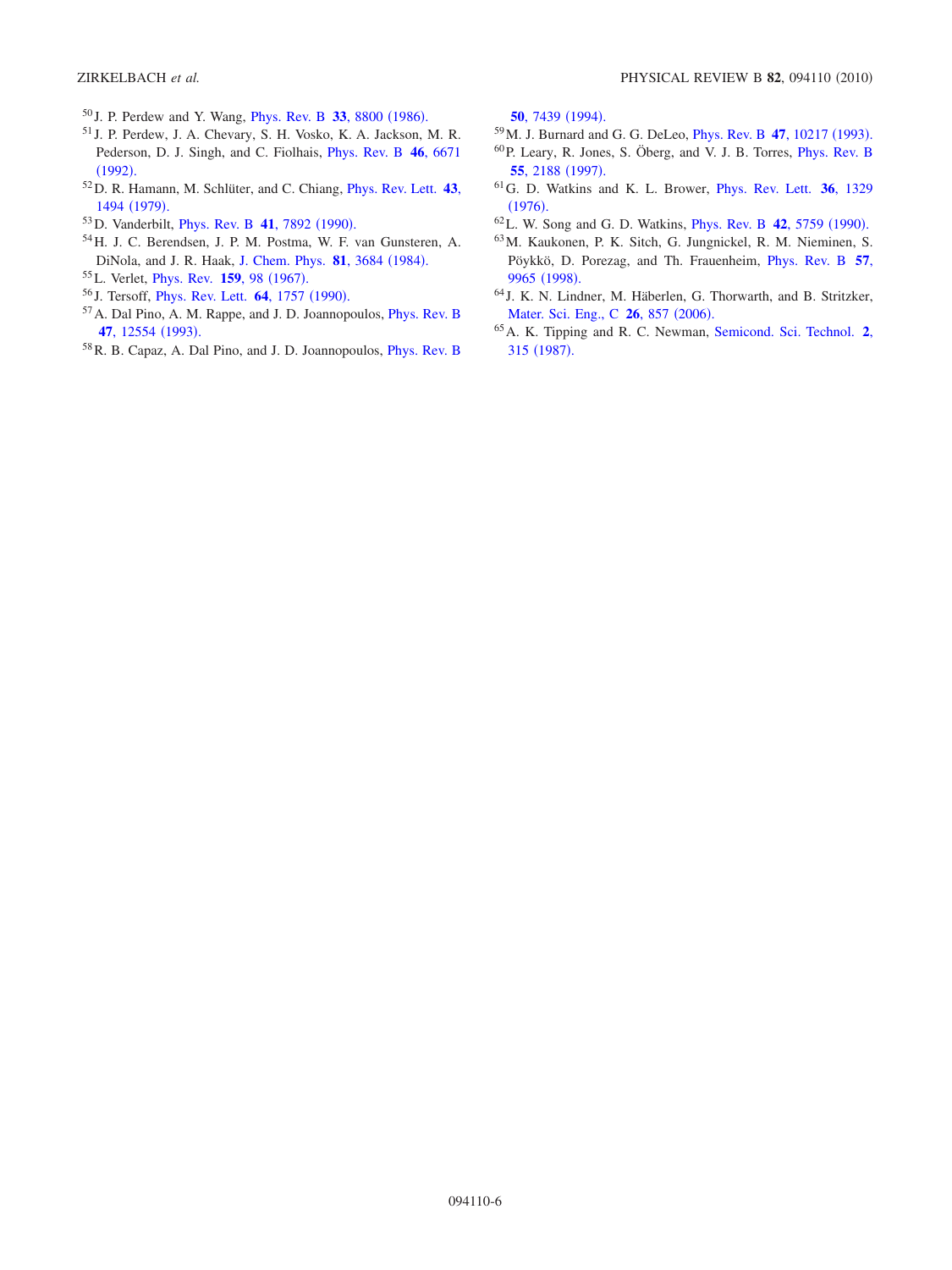[50] J. P. Perdew and Y. Wang, Phys. Rev. B **33**, 8800 (1986).

[51] J. P. Perdew, J. A. Chevary, S. H. Vosko, K. A. Jackson, M. R. Pederson, D. J. Singh, and C. Fiolhais, Phys. Rev. B **46**, 6671 (1992).

[52] D. R. Hamann, M. Schlüter, and C. Chiang, Phys. Rev. Lett. **43**, 1494 (1979).

[53] D. Vanderbilt, Phys. Rev. B **41**, 7892 (1990).

[54] H. J. C. Berendsen, J. P. M. Postma, W. F. van Gunsteren, A. DiNola, and J. R. Haak, J. Chem. Phys. **81**, 3684 (1984).

[55] L. Verlet, Phys. Rev. **159**, 98 (1967).

[56] J. Tersoff, Phys. Rev. Lett. **64**, 1757 (1990).

[57] A. Dal Pino, A. M. Rappe, and J. D. Joannopoulos, Phys. Rev. B **47**, 12554 (1993).

[58] R. B. Capaz, A. Dal Pino, and J. D. Joannopoulos, Phys. Rev. B **50**, 7439 (1994).

[59] M. J. Burnard and G. G. DeLeo, Phys. Rev. B **47**, 10217 (1993).

[60] P. Leary, R. Jones, S. Öberg, and V. J. B. Torres, Phys. Rev. B **55**, 2188 (1997).

[61] G. D. Watkins and K. L. Brower, Phys. Rev. Lett. **36**, 1329 (1976).

[62] L. W. Song and G. D. Watkins, Phys. Rev. B **42**, 5759 (1990).

[63] M. Kaukonen, P. K. Sitch, G. Jungnickel, R. M. Nieminen, S. Pöykkö, D. Porezag, and Th. Frauenheim, Phys. Rev. B **57**, 9965 (1998).

[64] J. K. N. Lindner, M. Häberlen, G. Thorwarth, and B. Stritzker, Mater. Sci. Eng., C **26**, 857 (2006).

[65] A. K. Tipping and R. C. Newman, Semicond. Sci. Technol. **2**, 315 (1987).